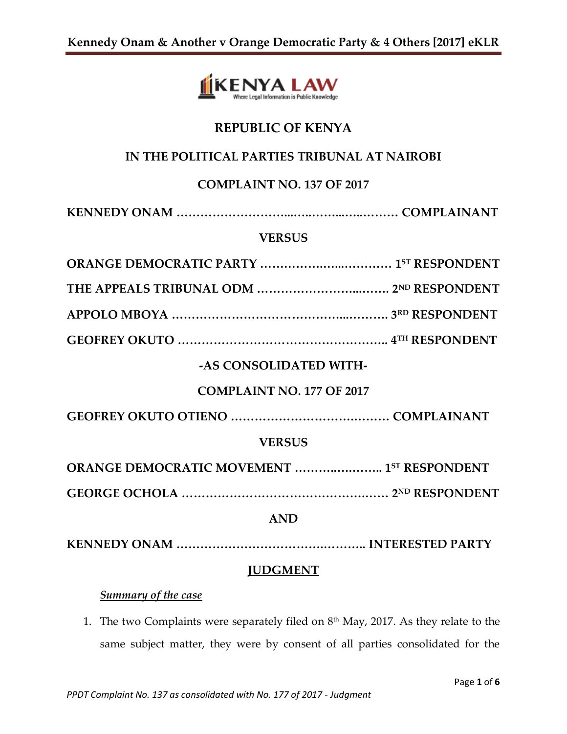**REPUBLIC OF KENYA**

**IN THE POLITICAL PARTIES TRIBUNAL AT NAIROBI**

**COMPLAINT NO. 137 OF 2017**

**KENNEDY ONAM ……………………..…..……..…..……… COMPLAINANT**

**VERSUS**

**ORANGE DEMOCRATIC PARTY ……………..…..………… 1ST RESPONDENT**

**THE APPEALS TRIBUNAL ODM ……………………..……. 2ND RESPONDENT**

**APPOLO MBOYA ……………………………………...………. 3RD RESPONDENT**

**GEOFREY OKUTO …………………………………………….. 4TH RESPONDENT**

**-AS CONSOLIDATED WITH-**

**COMPLAINT NO. 177 OF 2017**

**GEOFREY OKUTO OTIENO ……………………………….……… COMPLAINANT**

**VERSUS**

**ORANGE DEMOCRATIC MOVEMENT ……….……….. 1ST RESPONDENT**

**GEORGE OCHOLA ……………………………………….…… 2ND RESPONDENT**

**AND**

**KENNEDY ONAM …………………………………….……….. INTERESTED PARTY**

**JUDGMENT**

***Summary of the case***

1. The two Complaints were separately filed on 8th May, 2017. As they relate to the same subject matter, they were by consent of all parties consolidated for the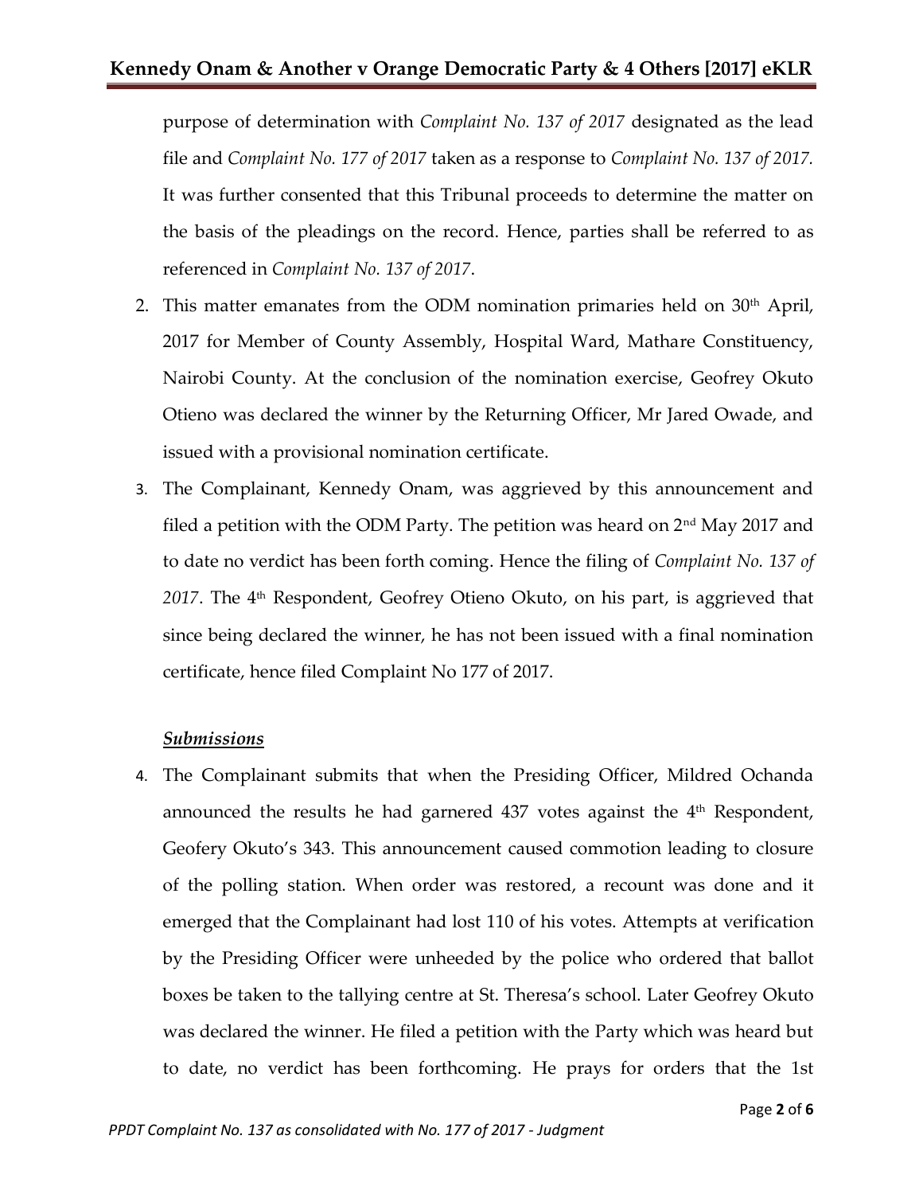purpose of determination with *Complaint No. 137 of 2017* designated as the lead file and *Complaint No. 177 of 2017* taken as a response to *Complaint No. 137 of 2017.* It was further consented that this Tribunal proceeds to determine the matter on the basis of the pleadings on the record. Hence, parties shall be referred to as referenced in *Complaint No. 137 of 2017*.

2. This matter emanates from the ODM nomination primaries held on 30th April, 2017 for Member of County Assembly, Hospital Ward, Mathare Constituency, Nairobi County. At the conclusion of the nomination exercise, Geofrey Okuto Otieno was declared the winner by the Returning Officer, Mr Jared Owade, and issued with a provisional nomination certificate.
3. The Complainant, Kennedy Onam, was aggrieved by this announcement and filed a petition with the ODM Party. The petition was heard on 2nd May 2017 and to date no verdict has been forth coming. Hence the filing of *Complaint No. 137 of 2017*. The 4th Respondent, Geofrey Otieno Okuto, on his part, is aggrieved that since being declared the winner, he has not been issued with a final nomination certificate, hence filed Complaint No 177 of 2017.

***Submissions***

4. The Complainant submits that when the Presiding Officer, Mildred Ochanda announced the results he had garnered 437 votes against the 4th Respondent, Geofery Okuto's 343. This announcement caused commotion leading to closure of the polling station. When order was restored, a recount was done and it emerged that the Complainant had lost 110 of his votes. Attempts at verification by the Presiding Officer were unheeded by the police who ordered that ballot boxes be taken to the tallying centre at St. Theresa's school. Later Geofrey Okuto was declared the winner. He filed a petition with the Party which was heard but to date, no verdict has been forthcoming. He prays for orders that the 1st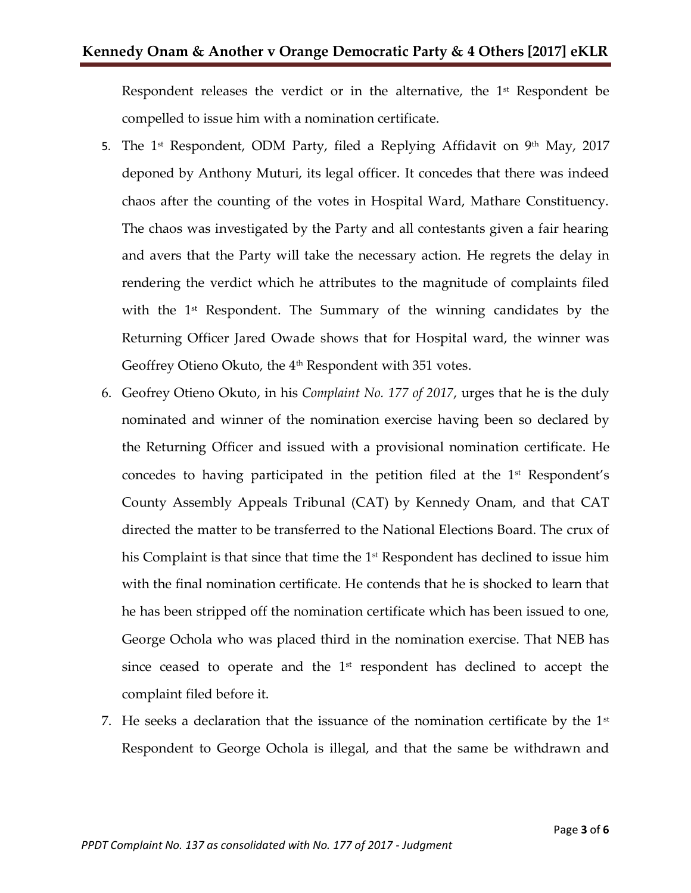Respondent releases the verdict or in the alternative, the 1st Respondent be compelled to issue him with a nomination certificate.

5. The 1st Respondent, ODM Party, filed a Replying Affidavit on 9th May, 2017 deponed by Anthony Muturi, its legal officer. It concedes that there was indeed chaos after the counting of the votes in Hospital Ward, Mathare Constituency. The chaos was investigated by the Party and all contestants given a fair hearing and avers that the Party will take the necessary action. He regrets the delay in rendering the verdict which he attributes to the magnitude of complaints filed with the 1st Respondent. The Summary of the winning candidates by the Returning Officer Jared Owade shows that for Hospital ward, the winner was Geoffrey Otieno Okuto, the 4th Respondent with 351 votes.
6. Geofrey Otieno Okuto, in his *Complaint No. 177 of 2017*, urges that he is the duly nominated and winner of the nomination exercise having been so declared by the Returning Officer and issued with a provisional nomination certificate. He concedes to having participated in the petition filed at the 1st Respondent's County Assembly Appeals Tribunal (CAT) by Kennedy Onam, and that CAT directed the matter to be transferred to the National Elections Board. The crux of his Complaint is that since that time the 1st Respondent has declined to issue him with the final nomination certificate. He contends that he is shocked to learn that he has been stripped off the nomination certificate which has been issued to one, George Ochola who was placed third in the nomination exercise. That NEB has since ceased to operate and the 1st respondent has declined to accept the complaint filed before it.
7. He seeks a declaration that the issuance of the nomination certificate by the 1st Respondent to George Ochola is illegal, and that the same be withdrawn and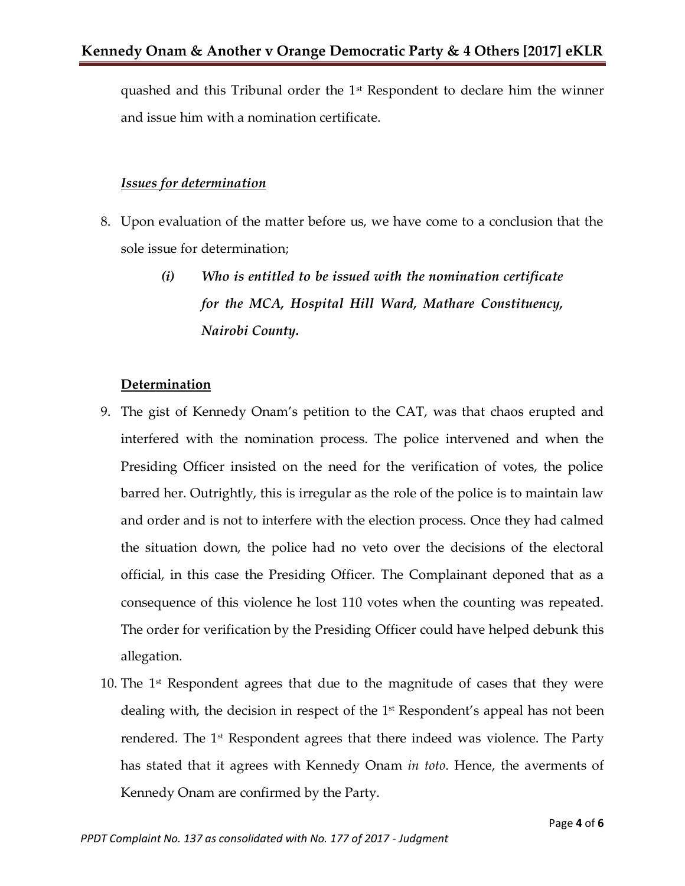quashed and this Tribunal order the 1st Respondent to declare him the winner and issue him with a nomination certificate.

***Issues for determination***

8. Upon evaluation of the matter before us, we have come to a conclusion that the sole issue for determination;

    ***(i) Who is entitled to be issued with the nomination certificate for the MCA, Hospital Hill Ward, Mathare Constituency, Nairobi County.***

**Determination**

9. The gist of Kennedy Onam's petition to the CAT, was that chaos erupted and interfered with the nomination process. The police intervened and when the Presiding Officer insisted on the need for the verification of votes, the police barred her. Outrightly, this is irregular as the role of the police is to maintain law and order and is not to interfere with the election process. Once they had calmed the situation down, the police had no veto over the decisions of the electoral official, in this case the Presiding Officer. The Complainant deponed that as a consequence of this violence he lost 110 votes when the counting was repeated. The order for verification by the Presiding Officer could have helped debunk this allegation.

10. The 1st Respondent agrees that due to the magnitude of cases that they were dealing with, the decision in respect of the 1st Respondent's appeal has not been rendered. The 1st Respondent agrees that there indeed was violence. The Party has stated that it agrees with Kennedy Onam *in toto*. Hence, the averments of Kennedy Onam are confirmed by the Party.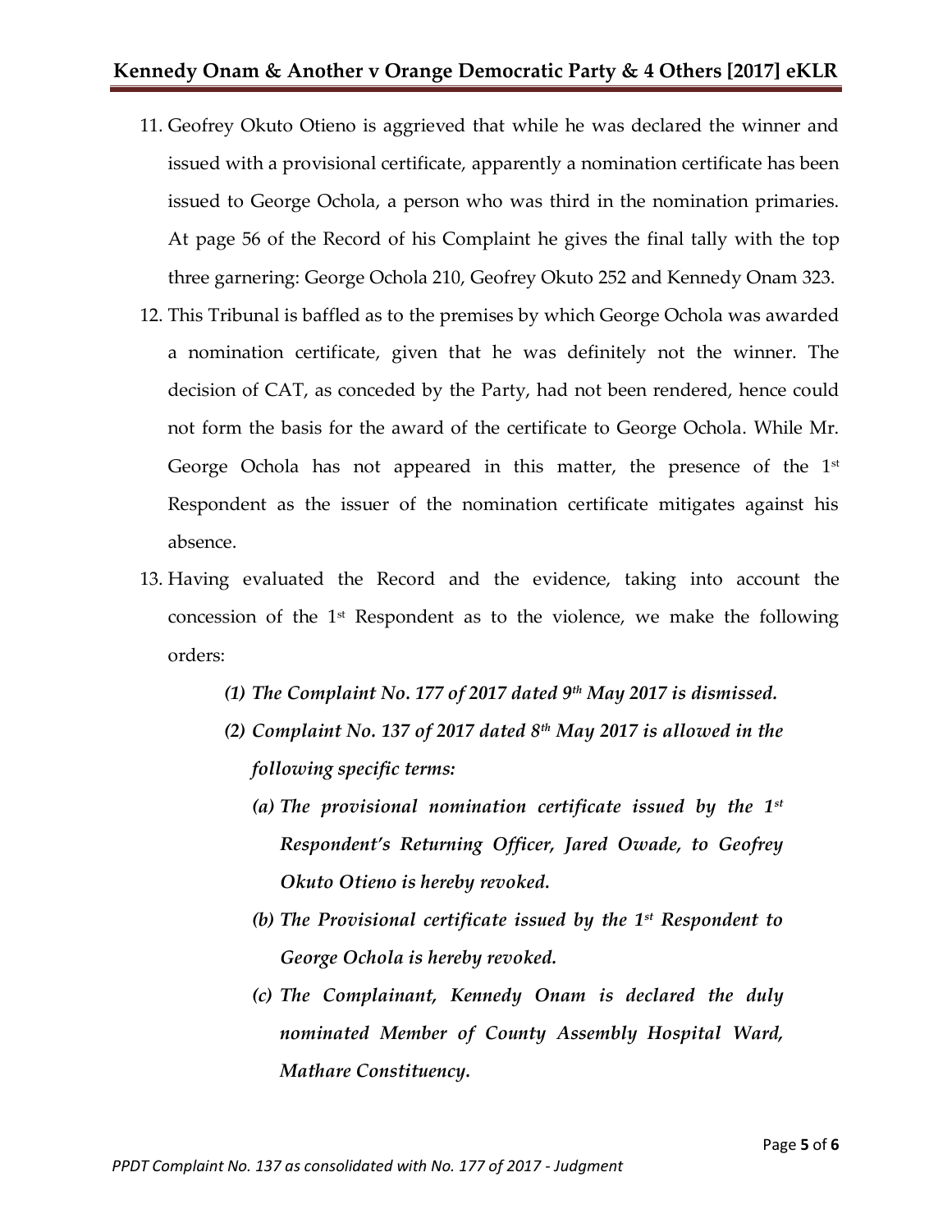11. Geofrey Okuto Otieno is aggrieved that while he was declared the winner and issued with a provisional certificate, apparently a nomination certificate has been issued to George Ochola, a person who was third in the nomination primaries. At page 56 of the Record of his Complaint he gives the final tally with the top three garnering: George Ochola 210, Geofrey Okuto 252 and Kennedy Onam 323.
12. This Tribunal is baffled as to the premises by which George Ochola was awarded a nomination certificate, given that he was definitely not the winner. The decision of CAT, as conceded by the Party, had not been rendered, hence could not form the basis for the award of the certificate to George Ochola. While Mr. George Ochola has not appeared in this matter, the presence of the 1st Respondent as the issuer of the nomination certificate mitigates against his absence.
13. Having evaluated the Record and the evidence, taking into account the concession of the 1st Respondent as to the violence, we make the following orders:

    *(1) The Complaint No. 177 of 2017 dated 9th May 2017 is dismissed.*

    *(2) Complaint No. 137 of 2017 dated 8th May 2017 is allowed in the following specific terms:*

    *(a) The provisional nomination certificate issued by the 1st Respondent's Returning Officer, Jared Owade, to Geofrey Okuto Otieno is hereby revoked.*

    *(b) The Provisional certificate issued by the 1st Respondent to George Ochola is hereby revoked.*

    *(c) The Complainant, Kennedy Onam is declared the duly nominated Member of County Assembly Hospital Ward, Mathare Constituency.*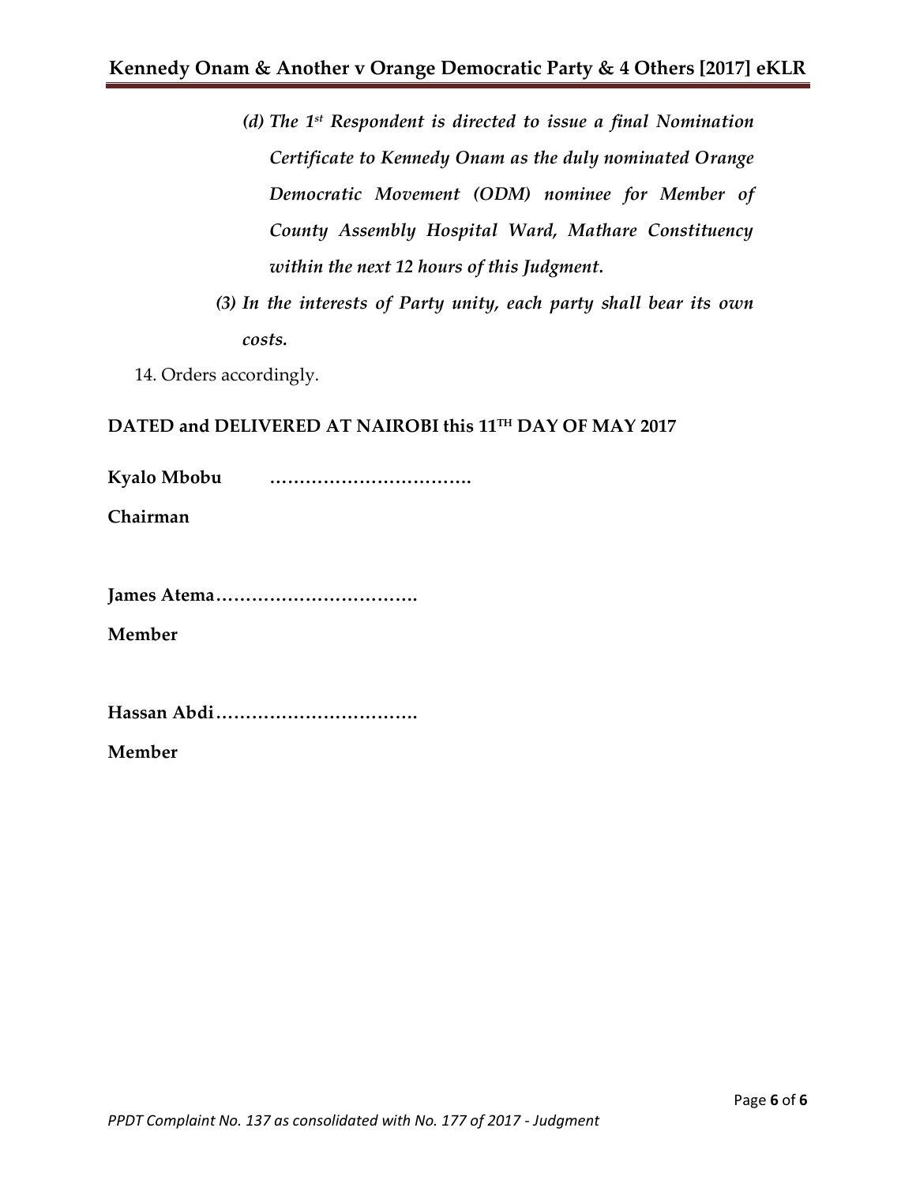*(d) The 1st Respondent is directed to issue a final Nomination Certificate to Kennedy Onam as the duly nominated Orange Democratic Movement (ODM) nominee for Member of County Assembly Hospital Ward, Mathare Constituency within the next 12 hours of this Judgment.*

*(3) In the interests of Party unity, each party shall bear its own costs.*

14. Orders accordingly.

**DATED and DELIVERED AT NAIROBI this 11TH DAY OF MAY 2017**

**Kyalo Mbobu …………………………….**

**Chairman**

**James Atema…………………………….**

**Member**

**Hassan Abdi…………………………….**

**Member**